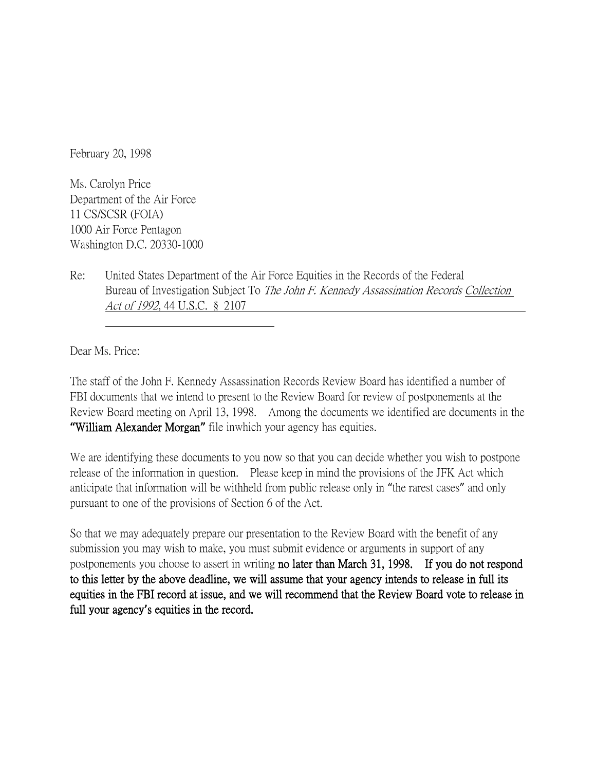February 20, 1998

Ms. Carolyn Price
Department of the Air Force
11 CS/SCSR (FOIA)
1000 Air Force Pentagon
Washington D.C. 20330-1000

Re: United States Department of the Air Force Equities in the Records of the Federal Bureau of Investigation Subject To *The John F. Kennedy Assassination Records* *Collection Act of 1992*, 44 U.S.C. § 2107

Dear Ms. Price:

The staff of the John F. Kennedy Assassination Records Review Board has identified a number of FBI documents that we intend to present to the Review Board for review of postponements at the Review Board meeting on April 13, 1998. Among the documents we identified are documents in the **"William Alexander Morgan"** file inwhich your agency has equities.

We are identifying these documents to you now so that you can decide whether you wish to postpone release of the information in question. Please keep in mind the provisions of the JFK Act which anticipate that information will be withheld from public release only in "the rarest cases" and only pursuant to one of the provisions of Section 6 of the Act.

So that we may adequately prepare our presentation to the Review Board with the benefit of any submission you may wish to make, you must submit evidence or arguments in support of any postponements you choose to assert in writing **no later than March 31, 1998. If you do not respond to this letter by the above deadline, we will assume that your agency intends to release in full its equities in the FBI record at issue, and we will recommend that the Review Board vote to release in full your agency's equities in the record.**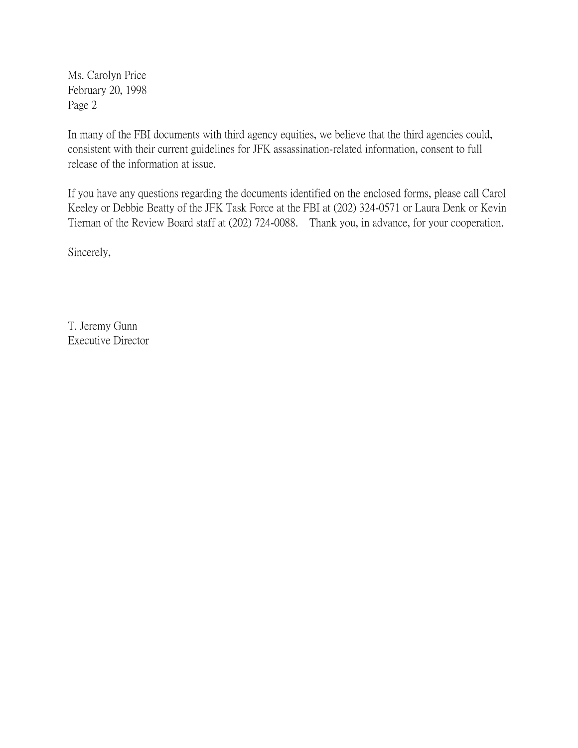Ms. Carolyn Price
February 20, 1998
Page 2

In many of the FBI documents with third agency equities, we believe that the third agencies could, consistent with their current guidelines for JFK assassination-related information, consent to full release of the information at issue.

If you have any questions regarding the documents identified on the enclosed forms, please call Carol Keeley or Debbie Beatty of the JFK Task Force at the FBI at (202) 324-0571 or Laura Denk or Kevin Tiernan of the Review Board staff at (202) 724-0088. Thank you, in advance, for your cooperation.

Sincerely,

T. Jeremy Gunn
Executive Director